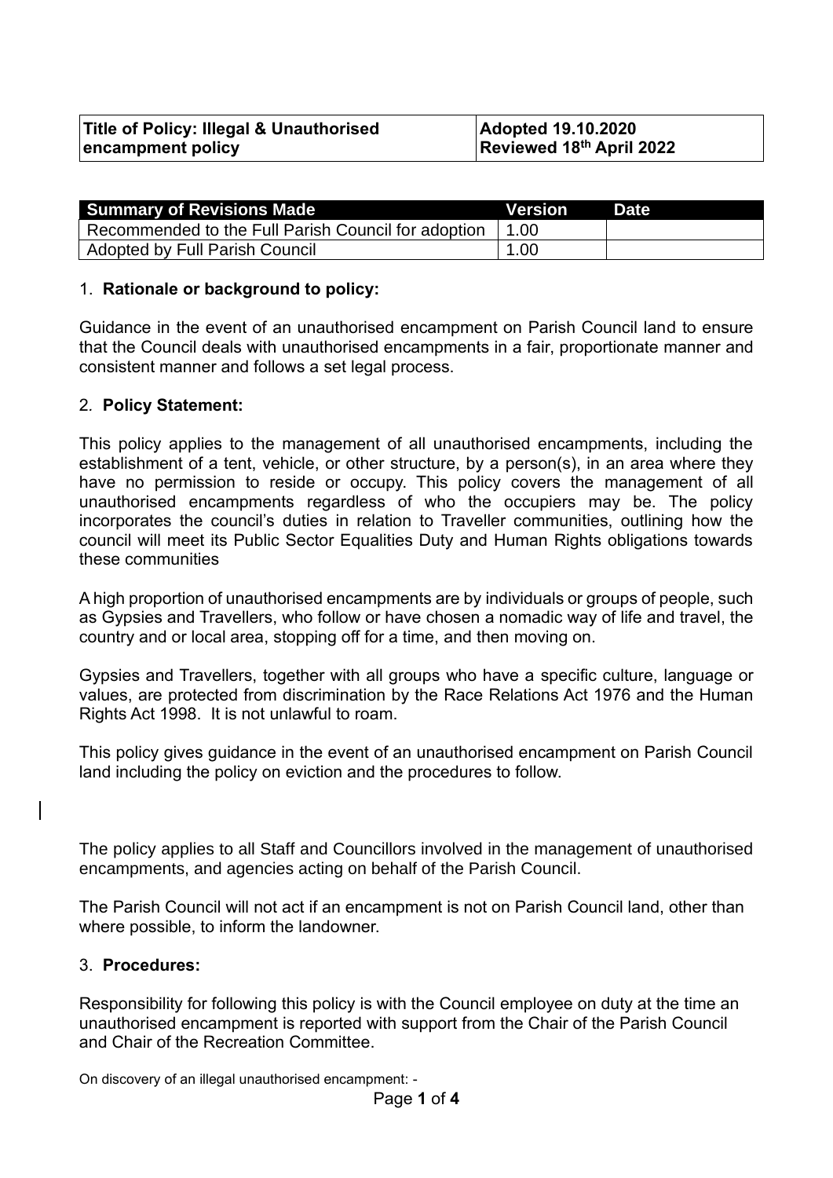| Title of Policy: Illegal & Unauthorised encampment policy | Adopted 19.10.2020<br>Reviewed 18th April 2022 |
|---|---|

| Summary of Revisions Made | Version | Date |
|---|---|---|
| Recommended to the Full Parish Council for adoption | 1.00 | |
| Adopted by Full Parish Council | 1.00 | |

## 1. Rationale or background to policy:

Guidance in the event of an unauthorised encampment on Parish Council land to ensure that the Council deals with unauthorised encampments in a fair, proportionate manner and consistent manner and follows a set legal process.

## 2. Policy Statement:

This policy applies to the management of all unauthorised encampments, including the establishment of a tent, vehicle, or other structure, by a person(s), in an area where they have no permission to reside or occupy. This policy covers the management of all unauthorised encampments regardless of who the occupiers may be. The policy incorporates the council's duties in relation to Traveller communities, outlining how the council will meet its Public Sector Equalities Duty and Human Rights obligations towards these communities

A high proportion of unauthorised encampments are by individuals or groups of people, such as Gypsies and Travellers, who follow or have chosen a nomadic way of life and travel, the country and or local area, stopping off for a time, and then moving on.

Gypsies and Travellers, together with all groups who have a specific culture, language or values, are protected from discrimination by the Race Relations Act 1976 and the Human Rights Act 1998. It is not unlawful to roam.

This policy gives guidance in the event of an unauthorised encampment on Parish Council land including the policy on eviction and the procedures to follow.

The policy applies to all Staff and Councillors involved in the management of unauthorised encampments, and agencies acting on behalf of the Parish Council.

The Parish Council will not act if an encampment is not on Parish Council land, other than where possible, to inform the landowner.

## 3. Procedures:

Responsibility for following this policy is with the Council employee on duty at the time an unauthorised encampment is reported with support from the Chair of the Parish Council and Chair of the Recreation Committee.

On discovery of an illegal unauthorised encampment: -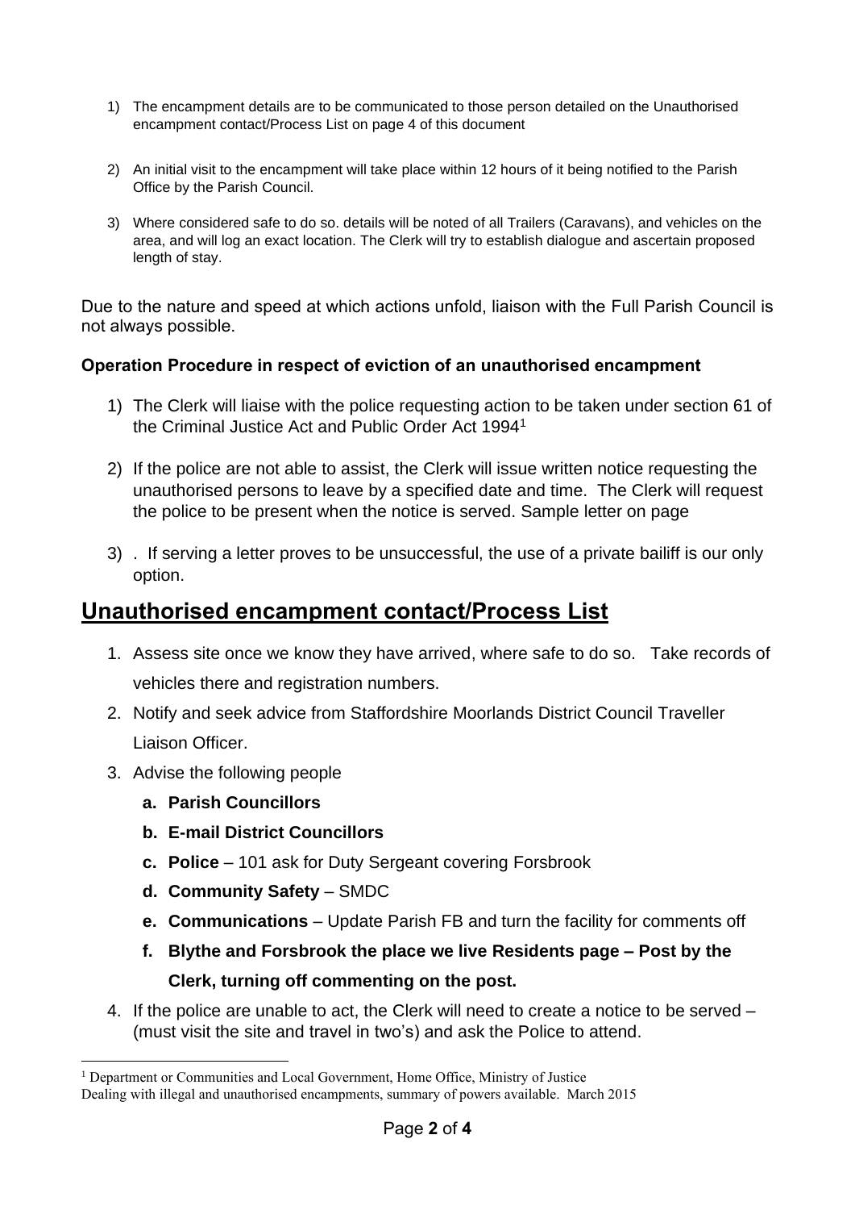1) The encampment details are to be communicated to those person detailed on the Unauthorised encampment contact/Process List on page 4 of this document

2) An initial visit to the encampment will take place within 12 hours of it being notified to the Parish Office by the Parish Council.

3) Where considered safe to do so. details will be noted of all Trailers (Caravans), and vehicles on the area, and will log an exact location. The Clerk will try to establish dialogue and ascertain proposed length of stay.

Due to the nature and speed at which actions unfold, liaison with the Full Parish Council is not always possible.

**Operation Procedure in respect of eviction of an unauthorised encampment**

1) The Clerk will liaise with the police requesting action to be taken under section 61 of the Criminal Justice Act and Public Order Act 1994[1]

2) If the police are not able to assist, the Clerk will issue written notice requesting the unauthorised persons to leave by a specified date and time. The Clerk will request the police to be present when the notice is served. Sample letter on page

3) . If serving a letter proves to be unsuccessful, the use of a private bailiff is our only option.

## Unauthorised encampment contact/Process List

1. Assess site once we know they have arrived, where safe to do so. Take records of vehicles there and registration numbers.
2. Notify and seek advice from Staffordshire Moorlands District Council Traveller Liaison Officer.
3. Advise the following people
   a. **Parish Councillors**
   b. **E-mail District Councillors**
   c. **Police** – 101 ask for Duty Sergeant covering Forsbrook
   d. **Community Safety** – SMDC
   e. **Communications** – Update Parish FB and turn the facility for comments off
   f. **Blythe and Forsbrook the place we live Residents page – Post by the Clerk, turning off commenting on the post.**
4. If the police are unable to act, the Clerk will need to create a notice to be served – (must visit the site and travel in two's) and ask the Police to attend.

[1] Department or Communities and Local Government, Home Office, Ministry of Justice
Dealing with illegal and unauthorised encampments, summary of powers available. March 2015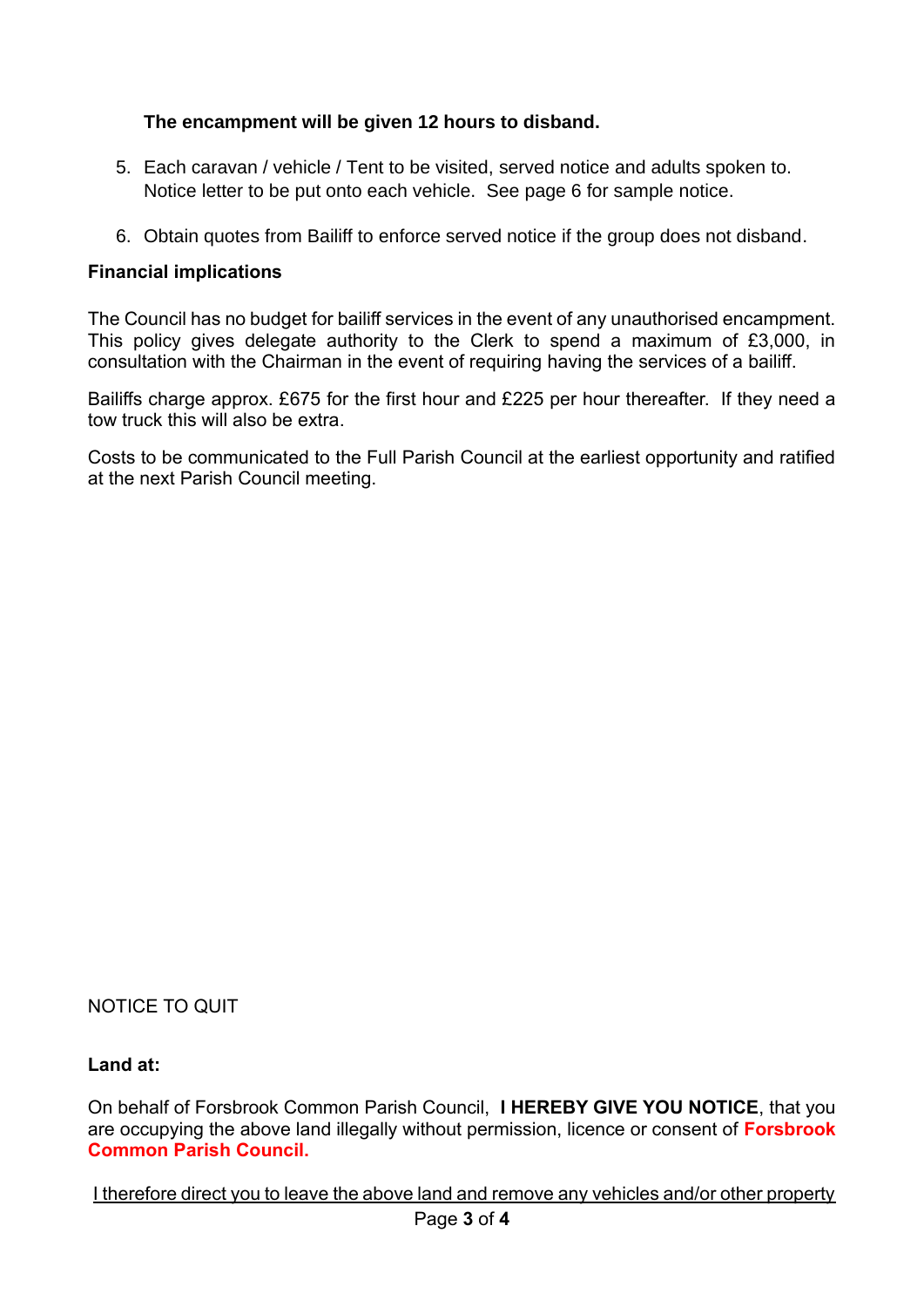**The encampment will be given 12 hours to disband.**

5. Each caravan / vehicle / Tent to be visited, served notice and adults spoken to. Notice letter to be put onto each vehicle. See page 6 for sample notice.

6. Obtain quotes from Bailiff to enforce served notice if the group does not disband.

**Financial implications**

The Council has no budget for bailiff services in the event of any unauthorised encampment. This policy gives delegate authority to the Clerk to spend a maximum of £3,000, in consultation with the Chairman in the event of requiring having the services of a bailiff.

Bailiffs charge approx. £675 for the first hour and £225 per hour thereafter. If they need a tow truck this will also be extra.

Costs to be communicated to the Full Parish Council at the earliest opportunity and ratified at the next Parish Council meeting.

NOTICE TO QUIT

**Land at:**

On behalf of Forsbrook Common Parish Council, **I HEREBY GIVE YOU NOTICE**, that you are occupying the above land illegally without permission, licence or consent of **Forsbrook Common Parish Council.**

I therefore direct you to leave the above land and remove any vehicles and/or other property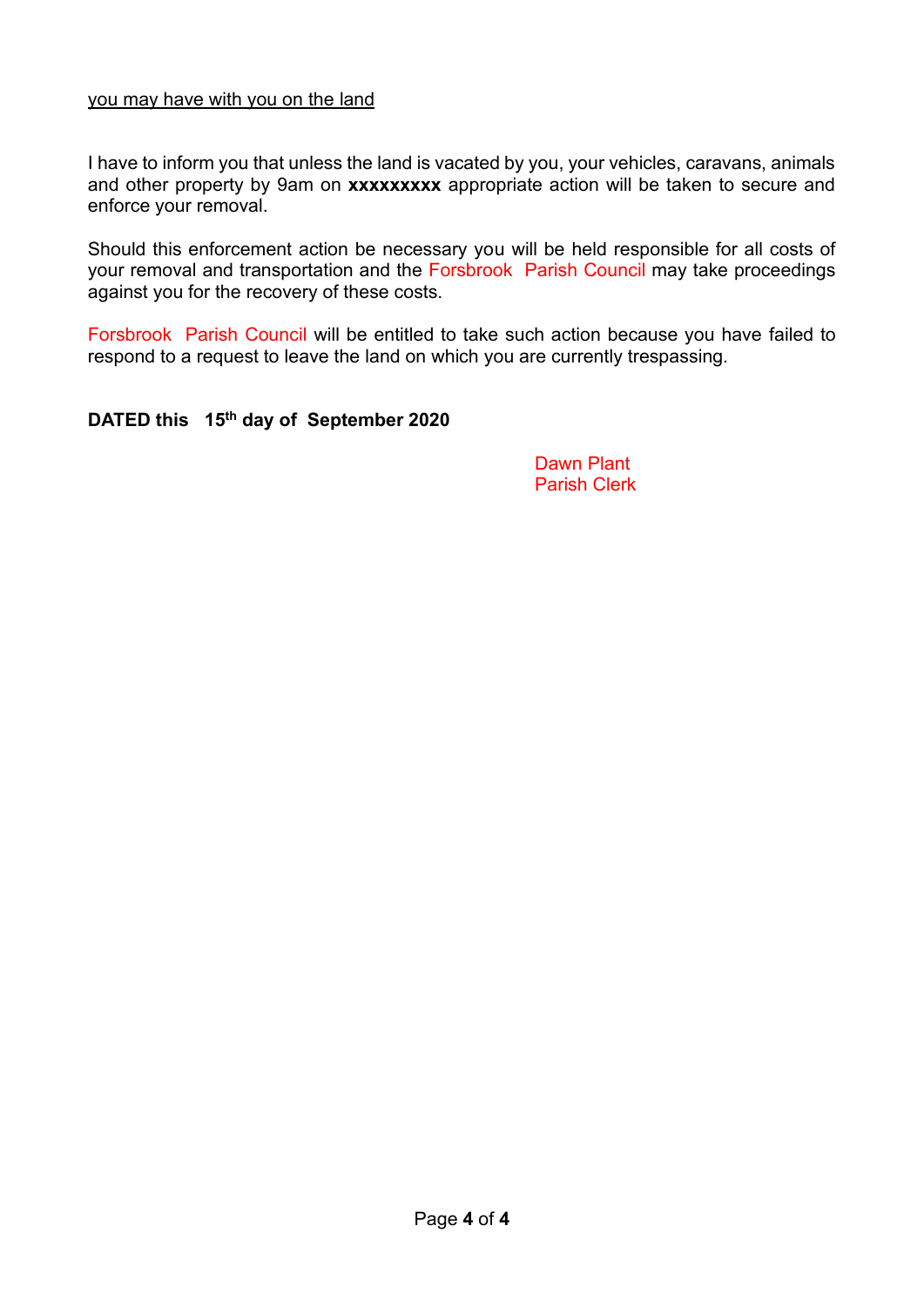<u>you may have with you on the land</u>

I have to inform you that unless the land is vacated by you, your vehicles, caravans, animals and other property by 9am on **xxxxxxxxx** appropriate action will be taken to secure and enforce your removal.

Should this enforcement action be necessary you will be held responsible for all costs of your removal and transportation and the Forsbrook Parish Council may take proceedings against you for the recovery of these costs.

Forsbrook Parish Council will be entitled to take such action because you have failed to respond to a request to leave the land on which you are currently trespassing.

**DATED this 15th day of September 2020**

Dawn Plant
Parish Clerk